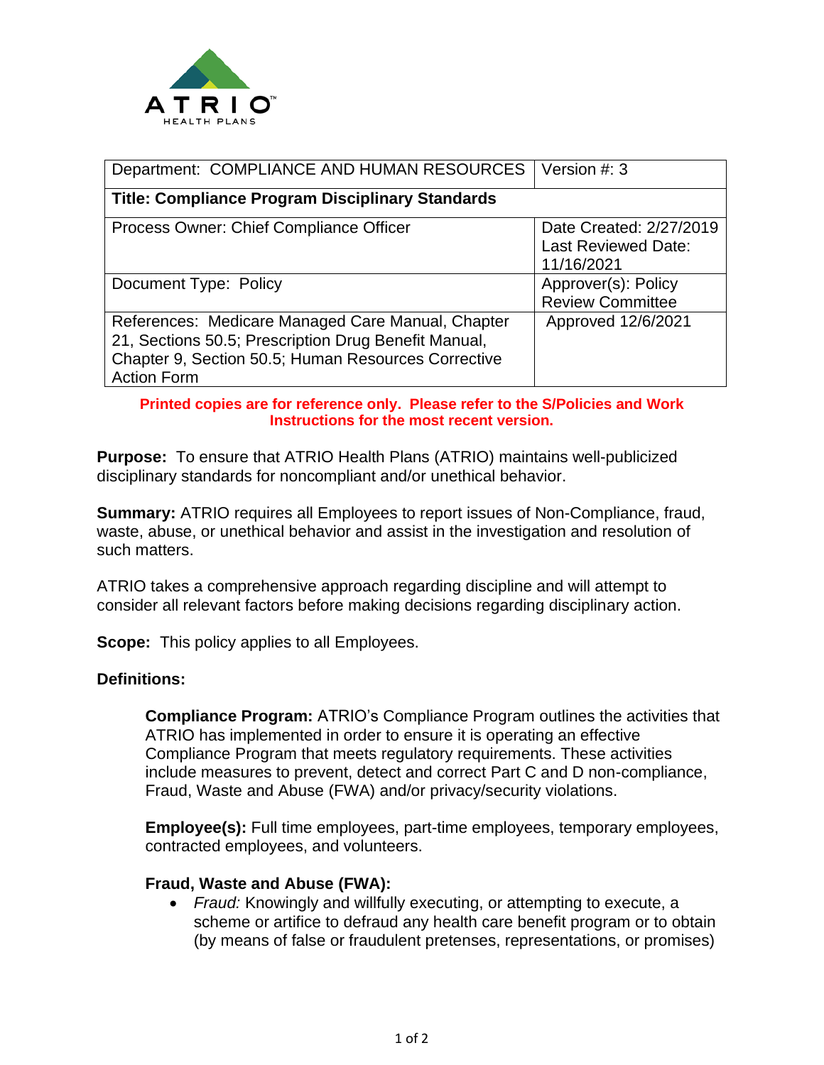ATRIO HEALTH PLANS

| Department: COMPLIANCE AND HUMAN RESOURCES | Version #: 3 |
|---|---|
| **Title: Compliance Program Disciplinary Standards** | |
| Process Owner: Chief Compliance Officer | Date Created: 2/27/2019<br>Last Reviewed Date: 11/16/2021 |
| Document Type: Policy | Approver(s): Policy Review Committee |
| References: Medicare Managed Care Manual, Chapter 21, Sections 50.5; Prescription Drug Benefit Manual, Chapter 9, Section 50.5; Human Resources Corrective Action Form | Approved 12/6/2021 |

**Printed copies are for reference only. Please refer to the S/Policies and Work Instructions for the most recent version.**

**Purpose:** To ensure that ATRIO Health Plans (ATRIO) maintains well-publicized disciplinary standards for noncompliant and/or unethical behavior.

**Summary:** ATRIO requires all Employees to report issues of Non-Compliance, fraud, waste, abuse, or unethical behavior and assist in the investigation and resolution of such matters.

ATRIO takes a comprehensive approach regarding discipline and will attempt to consider all relevant factors before making decisions regarding disciplinary action.

**Scope:** This policy applies to all Employees.

**Definitions:**

**Compliance Program:** ATRIO's Compliance Program outlines the activities that ATRIO has implemented in order to ensure it is operating an effective Compliance Program that meets regulatory requirements. These activities include measures to prevent, detect and correct Part C and D non-compliance, Fraud, Waste and Abuse (FWA) and/or privacy/security violations.

**Employee(s):** Full time employees, part-time employees, temporary employees, contracted employees, and volunteers.

**Fraud, Waste and Abuse (FWA):**

- *Fraud:* Knowingly and willfully executing, or attempting to execute, a scheme or artifice to defraud any health care benefit program or to obtain (by means of false or fraudulent pretenses, representations, or promises)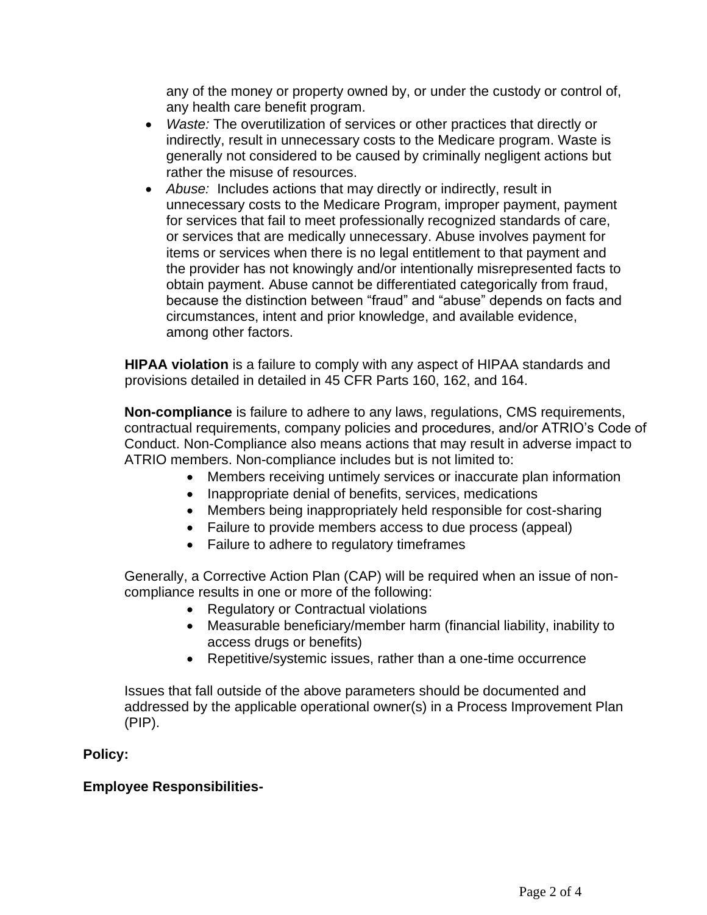any of the money or property owned by, or under the custody or control of, any health care benefit program.

- *Waste:* The overutilization of services or other practices that directly or indirectly, result in unnecessary costs to the Medicare program. Waste is generally not considered to be caused by criminally negligent actions but rather the misuse of resources.
- *Abuse:* Includes actions that may directly or indirectly, result in unnecessary costs to the Medicare Program, improper payment, payment for services that fail to meet professionally recognized standards of care, or services that are medically unnecessary. Abuse involves payment for items or services when there is no legal entitlement to that payment and the provider has not knowingly and/or intentionally misrepresented facts to obtain payment. Abuse cannot be differentiated categorically from fraud, because the distinction between "fraud" and "abuse" depends on facts and circumstances, intent and prior knowledge, and available evidence, among other factors.

**HIPAA violation** is a failure to comply with any aspect of HIPAA standards and provisions detailed in detailed in 45 CFR Parts 160, 162, and 164.

**Non-compliance** is failure to adhere to any laws, regulations, CMS requirements, contractual requirements, company policies and procedures, and/or ATRIO's Code of Conduct. Non-Compliance also means actions that may result in adverse impact to ATRIO members. Non-compliance includes but is not limited to:

- Members receiving untimely services or inaccurate plan information
- Inappropriate denial of benefits, services, medications
- Members being inappropriately held responsible for cost-sharing
- Failure to provide members access to due process (appeal)
- Failure to adhere to regulatory timeframes

Generally, a Corrective Action Plan (CAP) will be required when an issue of non-compliance results in one or more of the following:

- Regulatory or Contractual violations
- Measurable beneficiary/member harm (financial liability, inability to access drugs or benefits)
- Repetitive/systemic issues, rather than a one-time occurrence

Issues that fall outside of the above parameters should be documented and addressed by the applicable operational owner(s) in a Process Improvement Plan (PIP).

**Policy:**

**Employee Responsibilities-**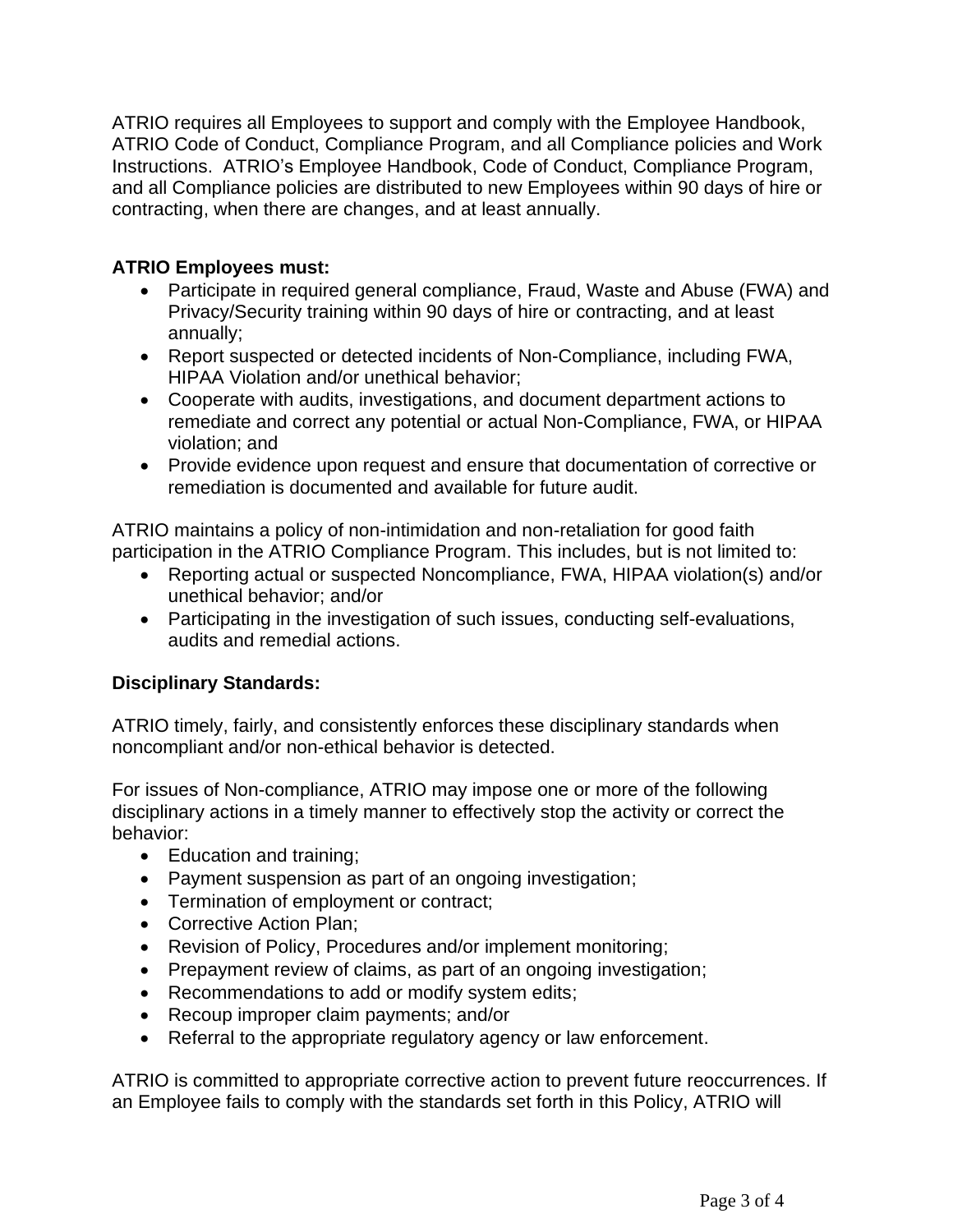ATRIO requires all Employees to support and comply with the Employee Handbook, ATRIO Code of Conduct, Compliance Program, and all Compliance policies and Work Instructions. ATRIO's Employee Handbook, Code of Conduct, Compliance Program, and all Compliance policies are distributed to new Employees within 90 days of hire or contracting, when there are changes, and at least annually.

**ATRIO Employees must:**

- Participate in required general compliance, Fraud, Waste and Abuse (FWA) and Privacy/Security training within 90 days of hire or contracting, and at least annually;
- Report suspected or detected incidents of Non-Compliance, including FWA, HIPAA Violation and/or unethical behavior;
- Cooperate with audits, investigations, and document department actions to remediate and correct any potential or actual Non-Compliance, FWA, or HIPAA violation; and
- Provide evidence upon request and ensure that documentation of corrective or remediation is documented and available for future audit.

ATRIO maintains a policy of non-intimidation and non-retaliation for good faith participation in the ATRIO Compliance Program. This includes, but is not limited to:

- Reporting actual or suspected Noncompliance, FWA, HIPAA violation(s) and/or unethical behavior; and/or
- Participating in the investigation of such issues, conducting self-evaluations, audits and remedial actions.

**Disciplinary Standards:**

ATRIO timely, fairly, and consistently enforces these disciplinary standards when noncompliant and/or non-ethical behavior is detected.

For issues of Non-compliance, ATRIO may impose one or more of the following disciplinary actions in a timely manner to effectively stop the activity or correct the behavior:

- Education and training;
- Payment suspension as part of an ongoing investigation;
- Termination of employment or contract;
- Corrective Action Plan;
- Revision of Policy, Procedures and/or implement monitoring;
- Prepayment review of claims, as part of an ongoing investigation;
- Recommendations to add or modify system edits;
- Recoup improper claim payments; and/or
- Referral to the appropriate regulatory agency or law enforcement.

ATRIO is committed to appropriate corrective action to prevent future reoccurrences. If an Employee fails to comply with the standards set forth in this Policy, ATRIO will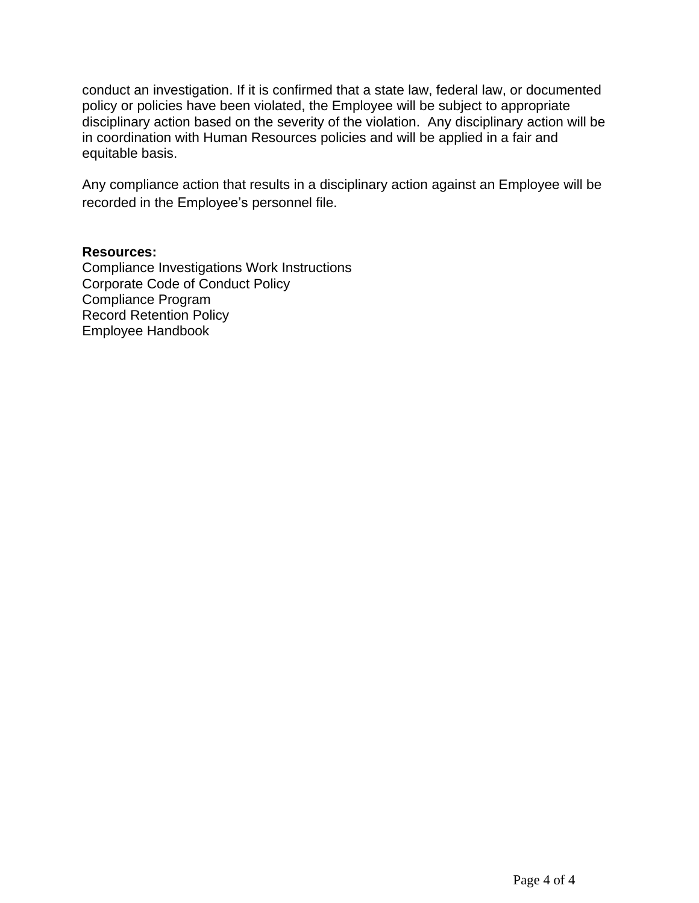conduct an investigation. If it is confirmed that a state law, federal law, or documented policy or policies have been violated, the Employee will be subject to appropriate disciplinary action based on the severity of the violation. Any disciplinary action will be in coordination with Human Resources policies and will be applied in a fair and equitable basis.

Any compliance action that results in a disciplinary action against an Employee will be recorded in the Employee's personnel file.

**Resources:**

Compliance Investigations Work Instructions
Corporate Code of Conduct Policy
Compliance Program
Record Retention Policy
Employee Handbook